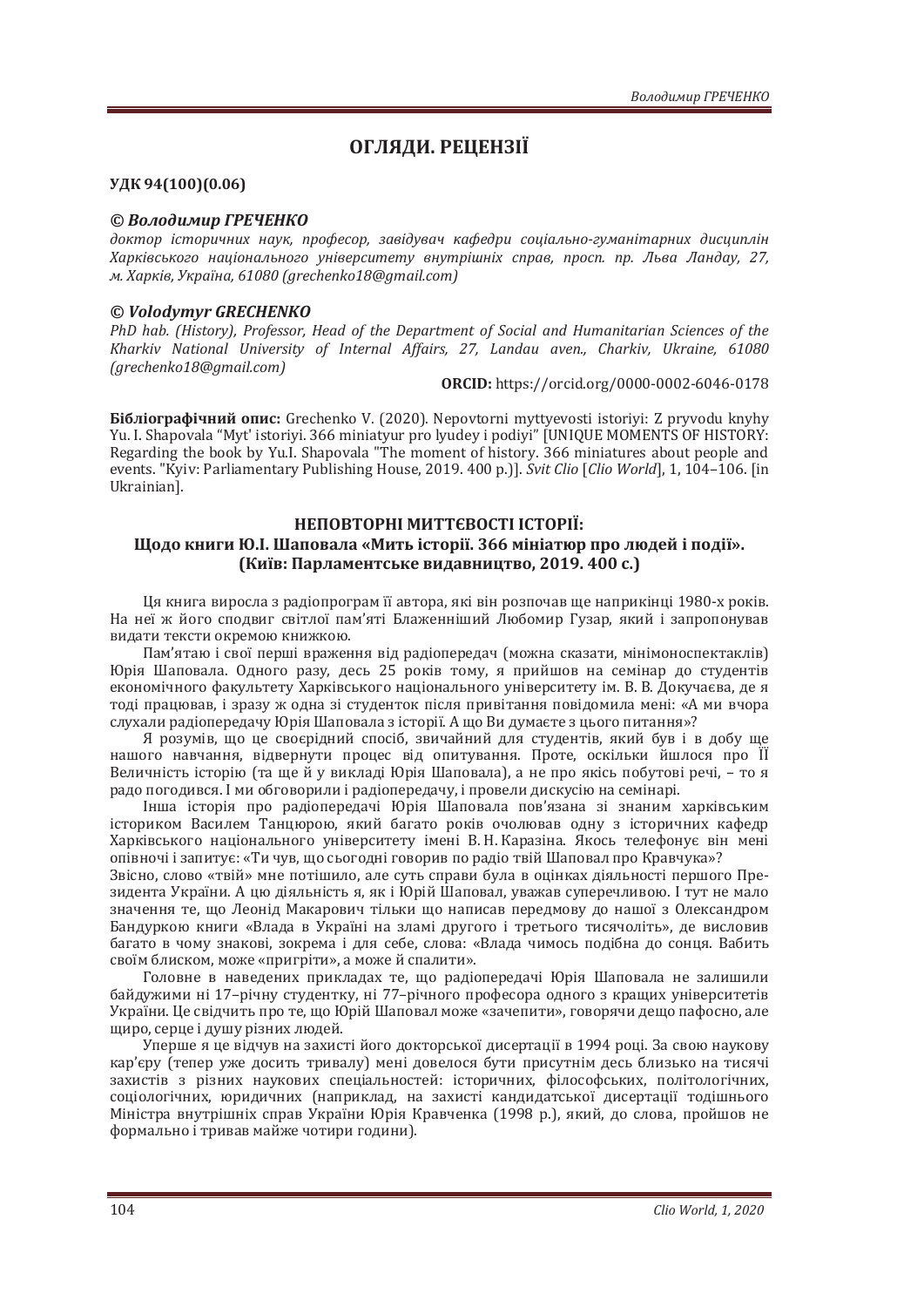# ОГЛЯДИ. РЕЦЕНЗІЇ

**УДК 94(100)(0.06)**

***© Володимир ГРЕЧЕНКО***
*доктор історичних наук, професор, завідувач кафедри соціально-гуманітарних дисциплін Харківського національного університету внутрішніх справ, просп. пр. Льва Ландау, 27, м. Харків, Україна, 61080 (grechenko18@gmail.com)*

***© Volodymyr GRECHENKO***
*PhD hab. (History), Professor, Head of the Department of Social and Humanitarian Sciences of the Kharkiv National University of Internal Affairs, 27, Landau aven., Charkiv, Ukraine, 61080 (grechenko18@gmail.com)*

**ORCID:** https://orcid.org/0000-0002-6046-0178

**Бібліографічний опис:** Grechenko V. (2020). Nepovtorni myttyevosti istoriyi: Z pryvodu knyhy Yu. I. Shapovala "Myt' istoriyi. 366 miniatyur pro lyudey i podiyi" [UNIQUE MOMENTS OF HISTORY: Regarding the book by Yu.I. Shapovala "The moment of history. 366 miniatures about people and events. "Kyiv: Parliamentary Publishing House, 2019. 400 p.)]. *Svit Clio* [*Clio World*], 1, 104–106. [in Ukrainian].

## НЕПОВТОРНІ МИТТЄВОСТІ ІСТОРІЇ:
## Щодо книги Ю.І. Шаповала «Мить історії. 366 мініатюр про людей і події». (Київ: Парламентське видавництво, 2019. 400 с.)

Ця книга виросла з радіопрограм її автора, які він розпочав ще наприкінці 1980-х років. На неї ж його сподвиг світлої пам'яті Блаженніший Любомир Гузар, який і запропонував видати тексти окремою книжкою.

Пам'ятаю і свої перші враження від радіопередач (можна сказати, мінімоноспектаклів) Юрія Шаповала. Одного разу, десь 25 років тому, я прийшов на семінар до студентів економічного факультету Харківського національного університету ім. В. В. Докучаєва, де я тоді працював, і зразу ж одна зі студенток після привітання повідомила мені: «А ми вчора слухали радіопередачу Юрія Шаповала з історії. А що Ви думаєте з цього питання»?

Я розумів, що це своєрідний спосіб, звичайний для студентів, який був і в добу ще нашого навчання, відвернути процес від опитування. Проте, оскільки йшлося про ЇЇ Величність історію (та ще й у викладі Юрія Шаповала), а не про якісь побутові речі, – то я радо погодився. І ми обговорили і радіопередачу, і провели дискусію на семінарі.

Інша історія про радіопередачі Юрія Шаповала пов'язана зі знаним харківським істориком Василем Танцюрою, який багато років очолював одну з історичних кафедр Харківського національного університету імені В. Н. Каразіна. Якось телефонує він мені опівночі і запитує: «Ти чув, що сьогодні говорив по радіо твій Шаповал про Кравчука»?
Звісно, слово «твій» мне потішило, але суть справи була в оцінках діяльності першого Президента України. А цю діяльність я, як і Юрій Шаповал, уважав суперечливою. І тут не мало значення те, що Леонід Макарович тільки що написав передмову до нашої з Олександром Бандуркою книги «Влада в Україні на зламі другого і третього тисячоліть», де висловив багато в чому знакові, зокрема і для себе, слова: «Влада чимось подібна до сонця. Вабить своїм блиском, може «пригріти», а може й спалити».

Головне в наведених прикладах те, що радіопередачі Юрія Шаповала не залишили байдужими ні 17–річну студентку, ні 77–річного професора одного з кращих університетів України. Це свідчить про те, що Юрій Шаповал може «зачепити», говорячи дещо пафосно, але щиро, серце і душу різних людей.

Уперше я це відчув на захисті його докторської дисертації в 1994 році. За свою наукову кар'єру (тепер уже досить тривалу) мені довелося бути присутнім десь близько на тисячі захистів з різних наукових спеціальностей: історичних, філософських, політологічних, соціологічних, юридичних (наприклад, на захисті кандидатської дисертації тодішнього Міністра внутрішніх справ України Юрія Кравченка (1998 р.), який, до слова, пройшов не формально і тривав майже чотири години).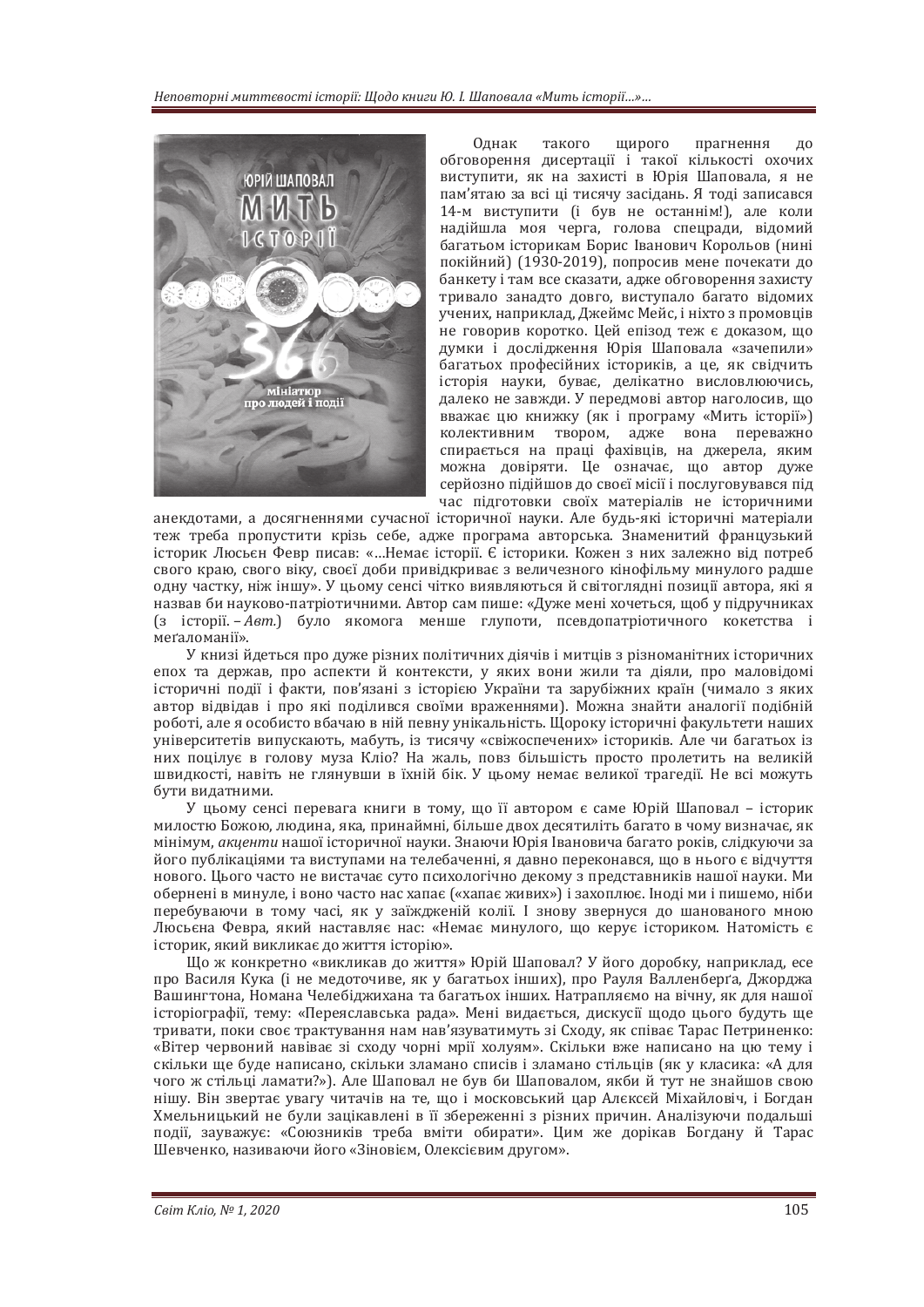Однак такого щирого прагнення до обговорення дисертації і такої кількості охочих виступити, як на захисті в Юрія Шаповала, я не пам'ятаю за всі ці тисячу засідань. Я тоді записався 14-м виступити (і був не останнім!), але коли надійшла моя черга, голова спецради, відомий багатьом історикам Борис Іванович Корольов (нині покійний) (1930-2019), попросив мене почекати до банкету і там все сказати, адже обговорення захисту тривало занадто довго, виступало багато відомих учених, наприклад, Джеймс Мейс, і ніхто з промовців не говорив коротко. Цей епізод теж є доказом, що думки і дослідження Юрія Шаповала «зачепили» багатьох професійних істориків, а це, як свідчить історія науки, буває, делікатно висловлюючись, далеко не завжди. У передмові автор наголосив, що вважає цю книжку (як і програму «Мить історії») колективним твором, адже вона переважно спирається на праці фахівців, на джерела, яким можна довіряти. Це означає, що автор дуже серйозно підійшов до своєї місії і послуговувався під час підготовки своїх матеріалів не історичними анекдотами, а досягненнями сучасної історичної науки. Але будь-які історичні матеріали теж треба пропустити крізь себе, адже програма авторська. Знаменитий французький історик Люсьєн Февр писав: «...Немає історії. Є історики. Кожен з них залежно від потреб свого краю, свого віку, своєї доби привідкриває з величезного кінофільму минулого радше одну частку, ніж іншу». У цьому сенсі чітко виявляються й світоглядні позиції автора, які я назвав би науково-патріотичними. Автор сам пише: «Дуже мені хочеться, щоб у підручниках (з історії. – *Авт.*) було якомога менше глупоти, псевдопатріотичного кокетства і меґаломанії».

У книзі йдеться про дуже різних політичних діячів і митців з різноманітних історичних епох та держав, про аспекти й контексти, у яких вони жили та діяли, про маловідомі історичні події і факти, пов'язані з історією України та зарубіжних країн (чимало з яких автор відвідав і про які поділився своїми враженнями). Можна знайти аналогії подібній роботі, але я особисто вбачаю в ній певну унікальність. Щороку історичні факультети наших університетів випускають, мабуть, із тисячу «свіжоспечених» істориків. Але чи багатьох із них поцілує в голову муза Кліо? На жаль, повз більшість просто пролетить на великій швидкості, навіть не глянувши в їхній бік. У цьому немає великої трагедії. Не всі можуть бути видатними.

У цьому сенсі перевага книги в тому, що її автором є саме Юрій Шаповал – історик милостю Божою, людина, яка, принаймні, більше двох десятиліть багато в чому визначає, як мінімум, *акценти* нашої історичної науки. Знаючи Юрія Івановича багато років, слідкуючи за його публікаціями та виступами на телебаченні, я давно переконався, що в нього є відчуття нового. Цього часто не вистачає суто психологічно декому з представників нашої науки. Ми обернені в минуле, і воно часто нас хапає («хапає живих») і захоплює. Іноді ми і пишемо, ніби перебуваючи в тому часі, як у заїжджені колії. І знову звернуся до шанованого мною Люсьєна Февра, який наставляє нас: «Немає минулого, що керує істориком. Натомість є історик, який викликає до життя історію».

Що ж конкретно «викликав до життя» Юрій Шаповал? У його доробку, наприклад, есе про Василя Кука (і не медоточиве, як у багатьох інших), про Рауля Валленберґа, Джорджа Вашингтона, Номана Челебіджихана та багатьох інших. Натрапляємо на вічну, як для нашої історіографії, тему: «Переяславська рада». Мені видається, дискусії щодо цього будуть ще тривати, поки своє трактування нам нав'язуватимуть зі Сходу, як співає Тарас Петриненко: «Вітер червоний навіває зі сходу чорні мрії холуям». Скільки вже написано на цю тему і скільки ще буде написано, скільки зламано списів і зламано стільців (як у класика: «А для чого ж стільці ламати?»). Але Шаповал не був би Шаповалом, якби й тут не знайшов свою нішу. Він звертає увагу читачів на те, що і московський цар Алєксєй Міхайловіч, і Богдан Хмельницький не були зацікавлені в її збереженні з різних причин. Аналізуючи подальші події, зауважує: «Союзників треба вміти обирати». Цим же дорікав Богдану й Тарас Шевченко, називаючи його «Зіновієм, Олексієвим другом».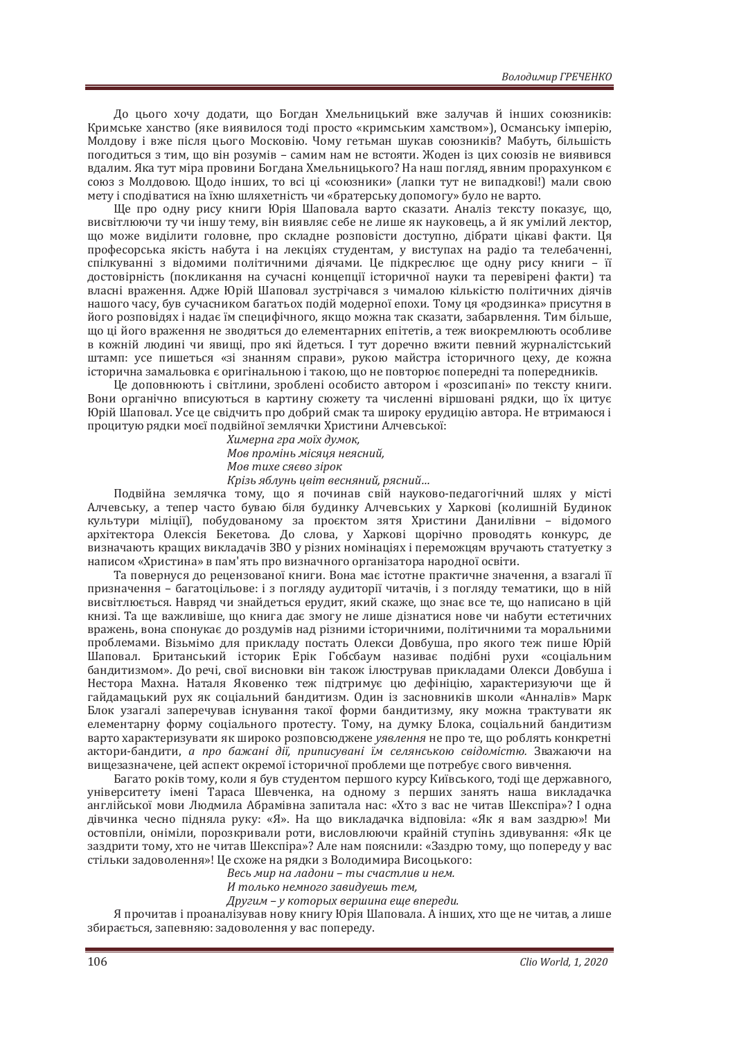До цього хочу додати, що Богдан Хмельницький вже залучав й інших союзників: Кримське ханство (яке виявилося тоді просто «кримським хамством»), Османську імперію, Молдову і вже після цього Московію. Чому гетьман шукав союзників? Мабуть, більшість погодиться з тим, що він розумів – самим нам не встояти. Жоден із цих союзів не виявився вдалим. Яка тут міра провини Богдана Хмельницького? На наш погляд, явним прорахунком є союз з Молдовою. Щодо інших, то всі ці «союзники» (лапки тут не випадкові!) мали свою мету і сподіватися на їхню шляхетність чи «братерську допомогу» було не варто.

Ще про одну рису книги Юрія Шаповала варто сказати. Аналіз тексту показує, що, висвітлюючи ту чи іншу тему, він виявляє себе не лише як науковець, а й як умілий лектор, що може виділити головне, про складне розповісти доступно, дібрати цікаві факти. Ця професорська якість набута і на лекціях студентам, у виступах на радіо та телебаченні, спілкуванні з відомими політичними діячами. Це підкреслює ще одну рису книги – її достовірність (покликання на сучасні концепції історичної науки та перевірені факти) та власні враження. Адже Юрій Шаповал зустрічався з чималою кількістю політичних діячів нашого часу, був сучасником багатьох подій модерної епохи. Тому ця «родзинка» присутня в його розповідях і надає їм специфічного, якщо можна так сказати, забарвлення. Тим більше, що ці його враження не зводяться до елементарних епітетів, а теж виокремлюють особливе в кожній людині чи явищі, про які йдеться. І тут доречно вжити певний журналістський штамп: усе пишеться «зі знанням справи», рукою майстра історичного цеху, де кожна історична замальовка є оригінальною і такою, що не повторює попередні та попередників.

Це доповнюють і світлини, зроблені особисто автором і «розсипані» по тексту книги. Вони органічно вписуються в картину сюжету та численні віршовані рядки, що їх цитує Юрій Шаповал. Усе це свідчить про добрий смак та широку ерудицію автора. Не втримаюся і процитую рядки моєї подвійної землячки Христини Алчевської:

*Химерна гра моїх думок,*
*Мов промінь місяця неясний,*
*Мов тихе сяєво зірок*
*Крізь яблунь цвіт весняний, рясний…*

Подвійна землячка тому, що я починав свій науково-педагогічний шлях у місті Алчевську, а тепер часто буваю біля будинку Алчевських у Харкові (колишній Будинок культури міліції), побудованому за проєктом зятя Христини Данилівни – відомого архітектора Олексія Бекетова. До слова, у Харкові щорічно проводять конкурс, де визначають кращих викладачів ЗВО у різних номінаціях і переможцям вручають статуетку з написом «Христина» в пам'ять про визначного організатора народної освіти.

Та повернуся до рецензованої книги. Вона має істотне практичне значення, а взагалі її призначення – багатоцільове: і з погляду аудиторії читачів, і з погляду тематики, що в ній висвітлюється. Навряд чи знайдеться ерудит, який скаже, що знає все те, що написано в цій книзі. Та ще важливіше, що книга дає змогу не лише дізнатися нове чи набути естетичних вражень, вона спонукає до роздумів над різними історичними, політичними та моральними проблемами. Візьмімо для прикладу постать Олекси Довбуша, про якого теж пише Юрій Шаповал. Британський історик Ерік Гобсбаум називає подібні рухи «соціальним бандитизмом». До речі, свої висновки він також ілюстрував прикладами Олекси Довбуша і Нестора Махна. Наталя Яковенко теж підтримує цю дефініцію, характеризуючи ще й гайдамацький рух як соціальний бандитизм. Один із засновників школи «Анналів» Марк Блок узагалі заперечував існування такої форми бандитизму, яку можна трактувати як елементарну форму соціального протесту. Тому, на думку Блока, соціальний бандитизм варто характеризувати як широко розповсюджене *уявлення* не про те, що роблять конкретні актори-бандити, *а про бажані дії, приписувані їм селянською свідомістю.* Зважаючи на вищезазначене, цей аспект окремої історичної проблеми ще потребує свого вивчення.

Багато років тому, коли я був студентом першого курсу Київського, тоді ще державного, університету імені Тараса Шевченка, на одному з перших занять наша викладачка англійської мови Людмила Абрамівна запитала нас: «Хто з вас не читав Шекспіра»? І одна дівчинка чесно підняла руку: «Я». На що викладачка відповіла: «Як я вам заздрю»! Ми остовпіли, оніміли, порозкривали роти, висловлюючи крайній ступінь здивування: "Як це заздрити тому, хто не читав Шекспіра"? Але нам пояснили: «Заздрю тому, що попереду у вас стільки задоволення»! Це схоже на рядки з Володимира Висоцького:

*Весь мир на ладони – ты счастлив и нем.*
*И только немного завидуешь тем,*
*Другим – у которых вершина еще впереди.*

Я прочитав і проаналізував нову книгу Юрія Шаповала. А іншим, хто ще не читав, а лише збирається, запевняю: задоволення у вас попереду.